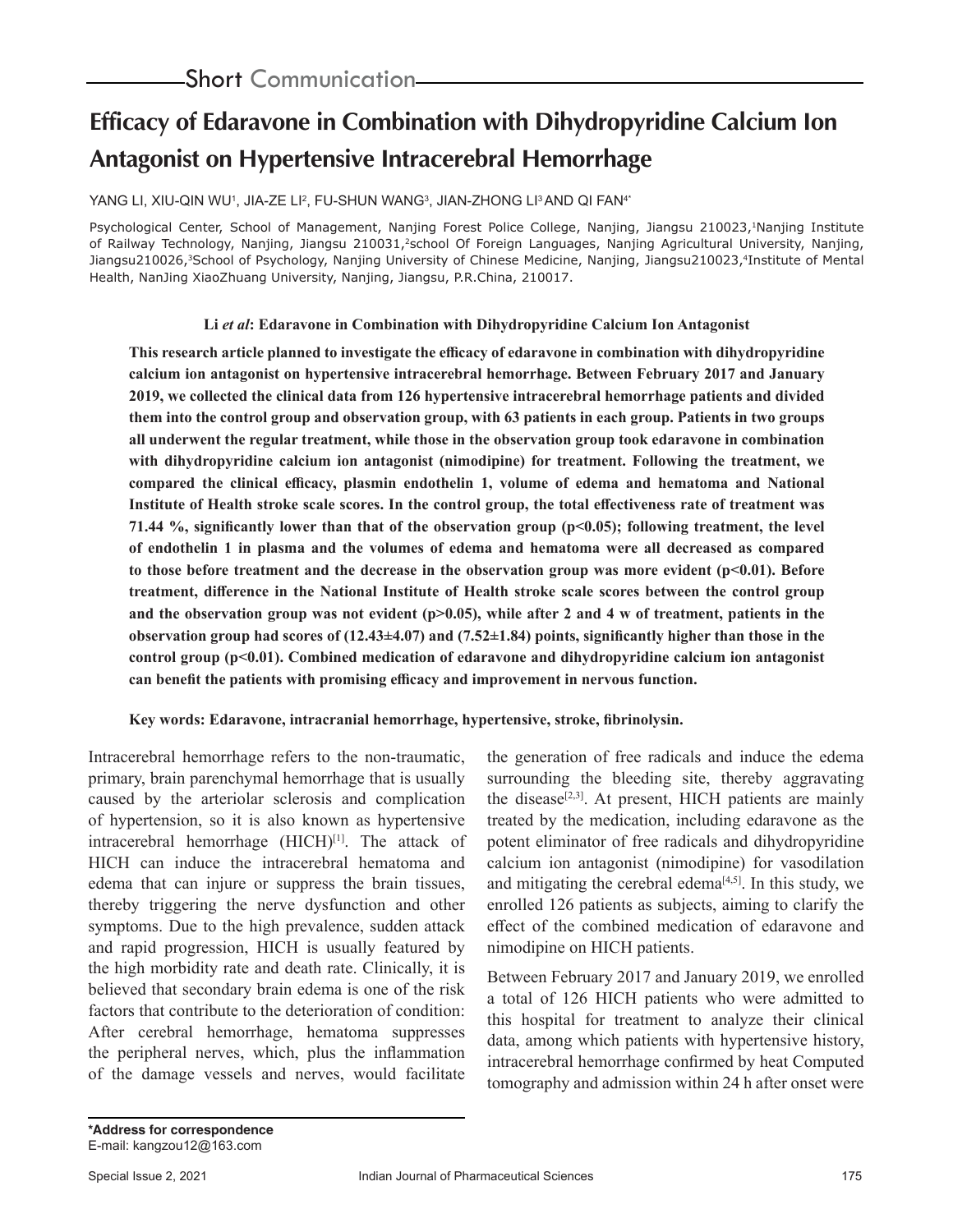Short Communication

# Efficacy of Edaravone in Combination with Dihydropyridine Calcium Ion Antagonist on Hypertensive Intracerebral Hemorrhage

YANG LI, XIU-QIN WU[1], JIA-ZE LI[2], FU-SHUN WANG[3], JIAN-ZHONG LI[3] AND QI FAN[4*]

Psychological Center, School of Management, Nanjing Forest Police College, Nanjing, Jiangsu 210023,[1]Nanjing Institute of Railway Technology, Nanjing, Jiangsu 210031,[2]school Of Foreign Languages, Nanjing Agricultural University, Nanjing, Jiangsu210026,[3]School of Psychology, Nanjing University of Chinese Medicine, Nanjing, Jiangsu210023,[4]Institute of Mental Health, NanJing XiaoZhuang University, Nanjing, Jiangsu, P.R.China, 210017.

**Li *et al*: Edaravone in Combination with Dihydropyridine Calcium Ion Antagonist**

**This research article planned to investigate the efficacy of edaravone in combination with dihydropyridine calcium ion antagonist on hypertensive intracerebral hemorrhage. Between February 2017 and January 2019, we collected the clinical data from 126 hypertensive intracerebral hemorrhage patients and divided them into the control group and observation group, with 63 patients in each group. Patients in two groups all underwent the regular treatment, while those in the observation group took edaravone in combination with dihydropyridine calcium ion antagonist (nimodipine) for treatment. Following the treatment, we compared the clinical efficacy, plasmin endothelin 1, volume of edema and hematoma and National Institute of Health stroke scale scores. In the control group, the total effectiveness rate of treatment was 71.44 %, significantly lower than that of the observation group ($p<0.05$); following treatment, the level of endothelin 1 in plasma and the volumes of edema and hematoma were all decreased as compared to those before treatment and the decrease in the observation group was more evident ($p<0.01$). Before treatment, difference in the National Institute of Health stroke scale scores between the control group and the observation group was not evident ($p>0.05$), while after 2 and 4 w of treatment, patients in the observation group had scores of (12.43±4.07) and (7.52±1.84) points, significantly higher than those in the control group ($p<0.01$). Combined medication of edaravone and dihydropyridine calcium ion antagonist can benefit the patients with promising efficacy and improvement in nervous function.**

**Key words: Edaravone, intracranial hemorrhage, hypertensive, stroke, fibrinolysin.**

Intracerebral hemorrhage refers to the non-traumatic, primary, brain parenchymal hemorrhage that is usually caused by the arteriolar sclerosis and complication of hypertension, so it is also known as hypertensive intracerebral hemorrhage (HICH)[1]. The attack of HICH can induce the intracerebral hematoma and edema that can injure or suppress the brain tissues, thereby triggering the nerve dysfunction and other symptoms. Due to the high prevalence, sudden attack and rapid progression, HICH is usually featured by the high morbidity rate and death rate. Clinically, it is believed that secondary brain edema is one of the risk factors that contribute to the deterioration of condition: After cerebral hemorrhage, hematoma suppresses the peripheral nerves, which, plus the inflammation of the damage vessels and nerves, would facilitate the generation of free radicals and induce the edema surrounding the bleeding site, thereby aggravating the disease[2,3]. At present, HICH patients are mainly treated by the medication, including edaravone as the potent eliminator of free radicals and dihydropyridine calcium ion antagonist (nimodipine) for vasodilation and mitigating the cerebral edema[4,5]. In this study, we enrolled 126 patients as subjects, aiming to clarify the effect of the combined medication of edaravone and nimodipine on HICH patients.

Between February 2017 and January 2019, we enrolled a total of 126 HICH patients who were admitted to this hospital for treatment to analyze their clinical data, among which patients with hypertensive history, intracerebral hemorrhage confirmed by heat Computed tomography and admission within 24 h after onset were

**\*Address for correspondence**
E-mail: kangzou12@163.com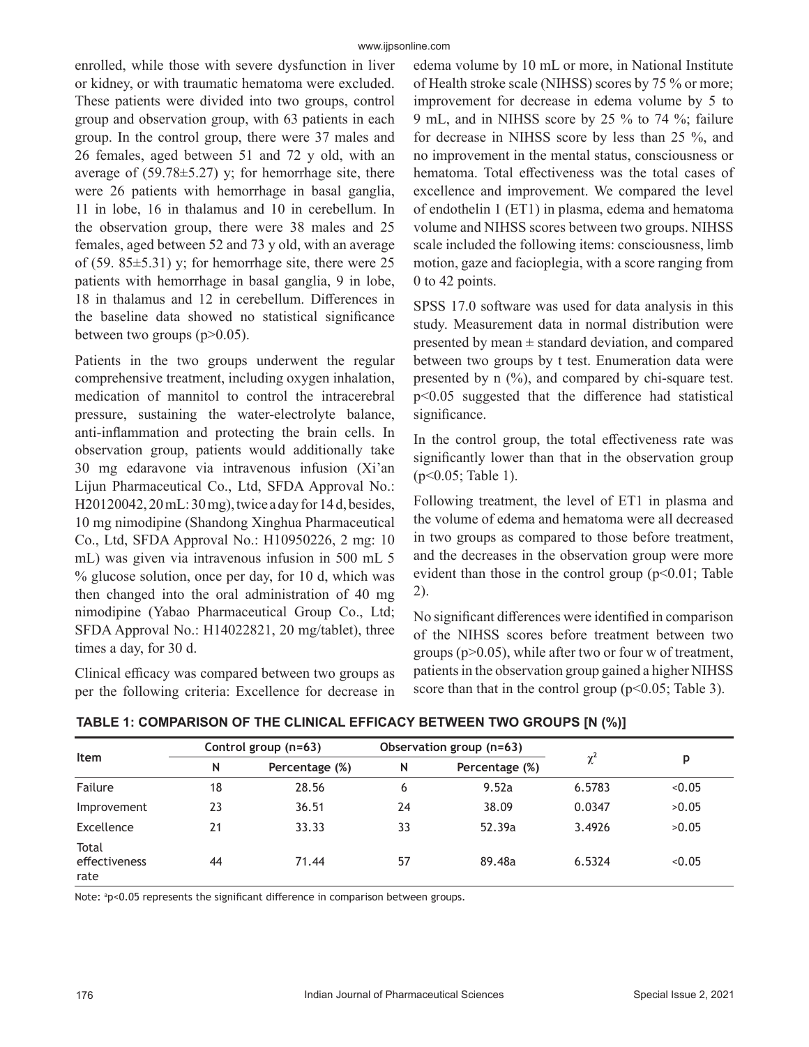enrolled, while those with severe dysfunction in liver or kidney, or with traumatic hematoma were excluded. These patients were divided into two groups, control group and observation group, with 63 patients in each group. In the control group, there were 37 males and 26 females, aged between 51 and 72 y old, with an average of (59.78±5.27) y; for hemorrhage site, there were 26 patients with hemorrhage in basal ganglia, 11 in lobe, 16 in thalamus and 10 in cerebellum. In the observation group, there were 38 males and 25 females, aged between 52 and 73 y old, with an average of (59. 85±5.31) y; for hemorrhage site, there were 25 patients with hemorrhage in basal ganglia, 9 in lobe, 18 in thalamus and 12 in cerebellum. Differences in the baseline data showed no statistical significance between two groups ($p>0.05$).

Patients in the two groups underwent the regular comprehensive treatment, including oxygen inhalation, medication of mannitol to control the intracerebral pressure, sustaining the water-electrolyte balance, anti-inflammation and protecting the brain cells. In observation group, patients would additionally take 30 mg edaravone via intravenous infusion (Xi'an Lijun Pharmaceutical Co., Ltd, SFDA Approval No.: H20120042, 20 mL: 30 mg), twice a day for 14 d, besides, 10 mg nimodipine (Shandong Xinghua Pharmaceutical Co., Ltd, SFDA Approval No.: H10950226, 2 mg: 10 mL) was given via intravenous infusion in 500 mL 5 % glucose solution, once per day, for 10 d, which was then changed into the oral administration of 40 mg nimodipine (Yabao Pharmaceutical Group Co., Ltd; SFDA Approval No.: H14022821, 20 mg/tablet), three times a day, for 30 d.

Clinical efficacy was compared between two groups as per the following criteria: Excellence for decrease in edema volume by 10 mL or more, in National Institute of Health stroke scale (NIHSS) scores by 75 % or more; improvement for decrease in edema volume by 5 to 9 mL, and in NIHSS score by 25 % to 74 %; failure for decrease in NIHSS score by less than 25 %, and no improvement in the mental status, consciousness or hematoma. Total effectiveness was the total cases of excellence and improvement. We compared the level of endothelin 1 (ET1) in plasma, edema and hematoma volume and NIHSS scores between two groups. NIHSS scale included the following items: consciousness, limb motion, gaze and facioplegia, with a score ranging from 0 to 42 points.

SPSS 17.0 software was used for data analysis in this study. Measurement data in normal distribution were presented by mean ± standard deviation, and compared between two groups by t test. Enumeration data were presented by n (%), and compared by chi-square test. $p<0.05$ suggested that the difference had statistical significance.

In the control group, the total effectiveness rate was significantly lower than that in the observation group ($p<0.05$; Table 1).

Following treatment, the level of ET1 in plasma and the volume of edema and hematoma were all decreased in two groups as compared to those before treatment, and the decreases in the observation group were more evident than those in the control group ($p<0.01$; Table 2).

No significant differences were identified in comparison of the NIHSS scores before treatment between two groups ($p>0.05$), while after two or four w of treatment, patients in the observation group gained a higher NIHSS score than that in the control group ($p<0.05$; Table 3).

**TABLE 1: COMPARISON OF THE CLINICAL EFFICACY BETWEEN TWO GROUPS [N (%)]**

| Item | Control group (n=63) | | Observation group (n=63) | | $\chi^2$ | p |
|---|---|---|---|---|---|---|
| | N | Percentage (%) | N | Percentage (%) | | |
| Failure | 18 | 28.56 | 6 | 9.52a | 6.5783 | <0.05 |
| Improvement | 23 | 36.51 | 24 | 38.09 | 0.0347 | >0.05 |
| Excellence | 21 | 33.33 | 33 | 52.39a | 3.4926 | >0.05 |
| Total effectiveness rate | 44 | 71.44 | 57 | 89.48a | 6.5324 | <0.05 |

Note: [a]$p<0.05$ represents the significant difference in comparison between groups.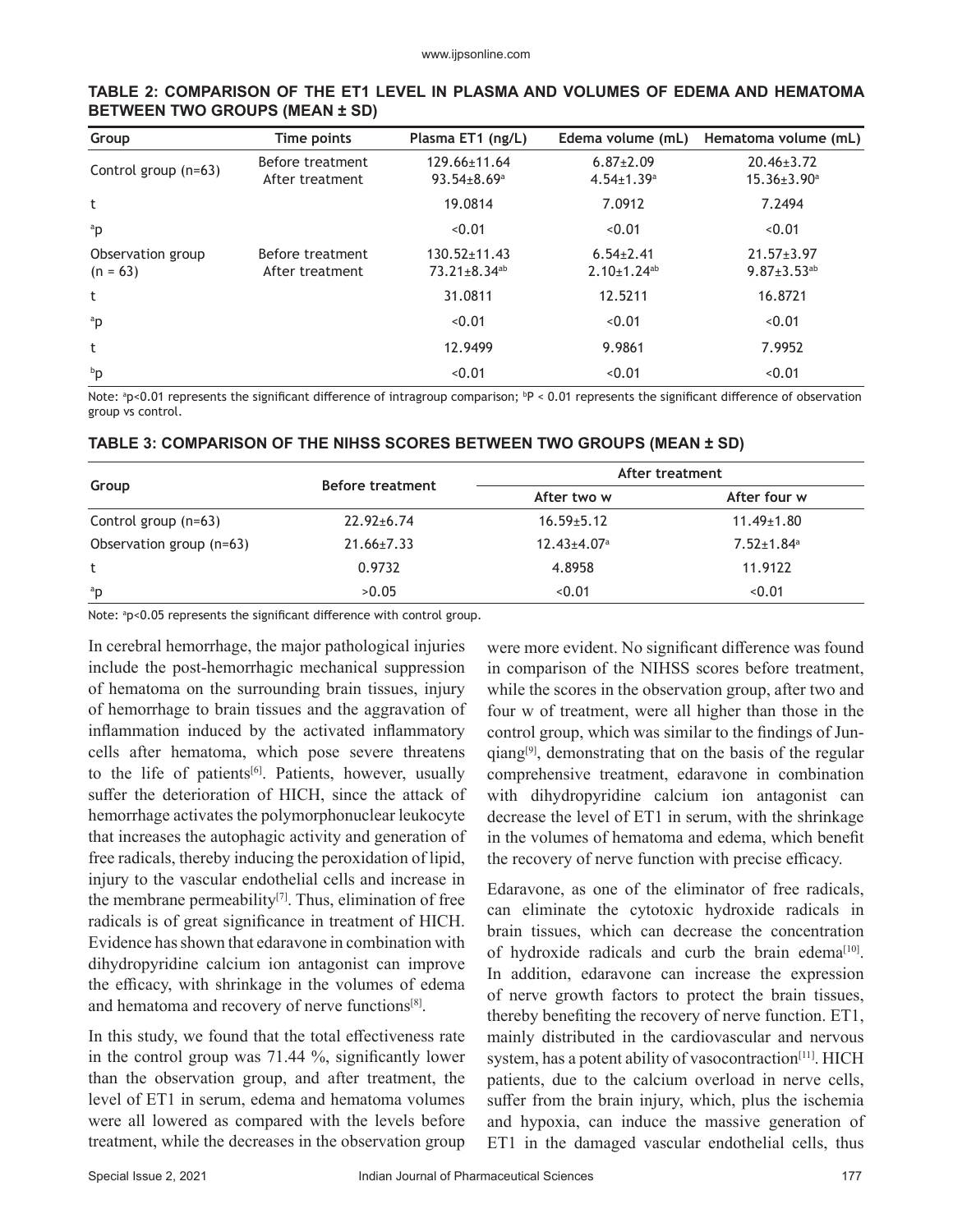**TABLE 2: COMPARISON OF THE ET1 LEVEL IN PLASMA AND VOLUMES OF EDEMA AND HEMATOMA BETWEEN TWO GROUPS (MEAN ± SD)**

| Group | Time points | Plasma ET1 (ng/L) | Edema volume (mL) | Hematoma volume (mL) |
|---|---|---|---|---|
| Control group (n=63) | Before treatment<br>After treatment | 129.66±11.64<br>93.54±8.69[a] | 6.87±2.09<br>4.54±1.39[a] | 20.46±3.72<br>15.36±3.90[a] |
| t | | 19.0814 | 7.0912 | 7.2494 |
| [a]p | | <0.01 | <0.01 | <0.01 |
| Observation group (n = 63) | Before treatment<br>After treatment | 130.52±11.43<br>73.21±8.34[ab] | 6.54±2.41<br>2.10±1.24[ab] | 21.57±3.97<br>9.87±3.53[ab] |
| t | | 31.0811 | 12.5211 | 16.8721 |
| [a]p | | <0.01 | <0.01 | <0.01 |
| t | | 12.9499 | 9.9861 | 7.9952 |
| [b]p | | <0.01 | <0.01 | <0.01 |

Note: [a]p<0.01 represents the significant difference of intragroup comparison; [b]P < 0.01 represents the significant difference of observation group vs control.

**TABLE 3: COMPARISON OF THE NIHSS SCORES BETWEEN TWO GROUPS (MEAN ± SD)**

| Group | Before treatment | After treatment | |
|---|---|---|---|
| | | After two w | After four w |
| Control group (n=63) | 22.92±6.74 | 16.59±5.12 | 11.49±1.80 |
| Observation group (n=63) | 21.66±7.33 | 12.43±4.07[a] | 7.52±1.84[a] |
| t | 0.9732 | 4.8958 | 11.9122 |
| [a]p | >0.05 | <0.01 | <0.01 |

Note: [a]p<0.05 represents the significant difference with control group.

In cerebral hemorrhage, the major pathological injuries include the post-hemorrhagic mechanical suppression of hematoma on the surrounding brain tissues, injury of hemorrhage to brain tissues and the aggravation of inflammation induced by the activated inflammatory cells after hematoma, which pose severe threatens to the life of patients[6]. Patients, however, usually suffer the deterioration of HICH, since the attack of hemorrhage activates the polymorphonuclear leukocyte that increases the autophagic activity and generation of free radicals, thereby inducing the peroxidation of lipid, injury to the vascular endothelial cells and increase in the membrane permeability[7]. Thus, elimination of free radicals is of great significance in treatment of HICH. Evidence has shown that edaravone in combination with dihydropyridine calcium ion antagonist can improve the efficacy, with shrinkage in the volumes of edema and hematoma and recovery of nerve functions[8].

In this study, we found that the total effectiveness rate in the control group was 71.44 %, significantly lower than the observation group, and after treatment, the level of ET1 in serum, edema and hematoma volumes were all lowered as compared with the levels before treatment, while the decreases in the observation group were more evident. No significant difference was found in comparison of the NIHSS scores before treatment, while the scores in the observation group, after two and four w of treatment, were all higher than those in the control group, which was similar to the findings of Junqiang[9], demonstrating that on the basis of the regular comprehensive treatment, edaravone in combination with dihydropyridine calcium ion antagonist can decrease the level of ET1 in serum, with the shrinkage in the volumes of hematoma and edema, which benefit the recovery of nerve function with precise efficacy.

Edaravone, as one of the eliminator of free radicals, can eliminate the cytotoxic hydroxide radicals in brain tissues, which can decrease the concentration of hydroxide radicals and curb the brain edema[10]. In addition, edaravone can increase the expression of nerve growth factors to protect the brain tissues, thereby benefiting the recovery of nerve function. ET1, mainly distributed in the cardiovascular and nervous system, has a potent ability of vasocontraction[11]. HICH patients, due to the calcium overload in nerve cells, suffer from the brain injury, which, plus the ischemia and hypoxia, can induce the massive generation of ET1 in the damaged vascular endothelial cells, thus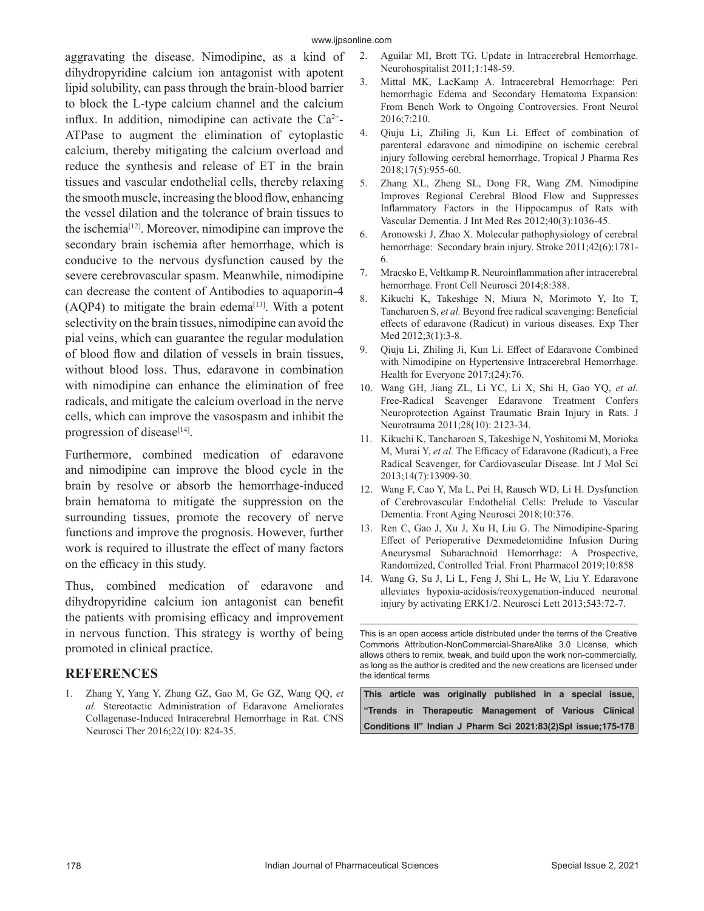aggravating the disease. Nimodipine, as a kind of dihydropyridine calcium ion antagonist with apotent lipid solubility, can pass through the brain-blood barrier to block the L-type calcium channel and the calcium influx. In addition, nimodipine can activate the $Ca^{2+}$-ATPase to augment the elimination of cytoplastic calcium, thereby mitigating the calcium overload and reduce the synthesis and release of ET in the brain tissues and vascular endothelial cells, thereby relaxing the smooth muscle, increasing the blood flow, enhancing the vessel dilation and the tolerance of brain tissues to the ischemia[12]. Moreover, nimodipine can improve the secondary brain ischemia after hemorrhage, which is conducive to the nervous dysfunction caused by the severe cerebrovascular spasm. Meanwhile, nimodipine can decrease the content of Antibodies to aquaporin-4 (AQP4) to mitigate the brain edema[13]. With a potent selectivity on the brain tissues, nimodipine can avoid the pial veins, which can guarantee the regular modulation of blood flow and dilation of vessels in brain tissues, without blood loss. Thus, edaravone in combination with nimodipine can enhance the elimination of free radicals, and mitigate the calcium overload in the nerve cells, which can improve the vasospasm and inhibit the progression of disease[14].

Furthermore, combined medication of edaravone and nimodipine can improve the blood cycle in the brain by resolve or absorb the hemorrhage-induced brain hematoma to mitigate the suppression on the surrounding tissues, promote the recovery of nerve functions and improve the prognosis. However, further work is required to illustrate the effect of many factors on the efficacy in this study.

Thus, combined medication of edaravone and dihydropyridine calcium ion antagonist can benefit the patients with promising efficacy and improvement in nervous function. This strategy is worthy of being promoted in clinical practice.

## REFERENCES

1. Zhang Y, Yang Y, Zhang GZ, Gao M, Ge GZ, Wang QQ, *et al.* Stereotactic Administration of Edaravone Ameliorates Collagenase-Induced Intracerebral Hemorrhage in Rat. CNS Neurosci Ther 2016;22(10): 824-35.
2. Aguilar MI, Brott TG. Update in Intracerebral Hemorrhage. Neurohospitalist 2011;1:148-59.
3. Mittal MK, LacKamp A. Intracerebral Hemorrhage: Peri hemorrhagic Edema and Secondary Hematoma Expansion: From Bench Work to Ongoing Controversies. Front Neurol 2016;7:210.
4. Qiuju Li, Zhiling Ji, Kun Li. Effect of combination of parenteral edaravone and nimodipine on ischemic cerebral injury following cerebral hemorrhage. Tropical J Pharma Res 2018;17(5):955-60.
5. Zhang XL, Zheng SL, Dong FR, Wang ZM. Nimodipine Improves Regional Cerebral Blood Flow and Suppresses Inflammatory Factors in the Hippocampus of Rats with Vascular Dementia. J Int Med Res 2012;40(3):1036-45.
6. Aronowski J, Zhao X. Molecular pathophysiology of cerebral hemorrhage: Secondary brain injury. Stroke 2011;42(6):1781-6.
7. Mracsko E, Veltkamp R. Neuroinflammation after intracerebral hemorrhage. Front Cell Neurosci 2014;8:388.
8. Kikuchi K, Takeshige N, Miura N, Morimoto Y, Ito T, Tancharoen S, *et al.* Beyond free radical scavenging: Beneficial effects of edaravone (Radicut) in various diseases. Exp Ther Med 2012;3(1):3-8.
9. Qiuju Li, Zhiling Ji, Kun Li. Effect of Edaravone Combined with Nimodipine on Hypertensive Intracerebral Hemorrhage. Health for Everyone 2017;(24):76.
10. Wang GH, Jiang ZL, Li YC, Li X, Shi H, Gao YQ, *et al.* Free-Radical Scavenger Edaravone Treatment Confers Neuroprotection Against Traumatic Brain Injury in Rats. J Neurotrauma 2011;28(10): 2123-34.
11. Kikuchi K, Tancharoen S, Takeshige N, Yoshitomi M, Morioka M, Murai Y, *et al.* The Efficacy of Edaravone (Radicut), a Free Radical Scavenger, for Cardiovascular Disease. Int J Mol Sci 2013;14(7):13909-30.
12. Wang F, Cao Y, Ma L, Pei H, Rausch WD, Li H. Dysfunction of Cerebrovascular Endothelial Cells: Prelude to Vascular Dementia. Front Aging Neurosci 2018;10:376.
13. Ren C, Gao J, Xu J, Xu H, Liu G. The Nimodipine-Sparing Effect of Perioperative Dexmedetomidine Infusion During Aneurysmal Subarachnoid Hemorrhage: A Prospective, Randomized, Controlled Trial. Front Pharmacol 2019;10:858
14. Wang G, Su J, Li L, Feng J, Shi L, He W, Liu Y. Edaravone alleviates hypoxia-acidosis/reoxygenation-induced neuronal injury by activating ERK1/2. Neurosci Lett 2013;543:72-7.

This is an open access article distributed under the terms of the Creative Commons Attribution-NonCommercial-ShareAlike 3.0 License, which allows others to remix, tweak, and build upon the work non-commercially, as long as the author is credited and the new creations are licensed under the identical terms

**This article was originally published in a special issue, "Trends in Therapeutic Management of Various Clinical Conditions II" Indian J Pharm Sci 2021:83(2)Spl issue;175-178**